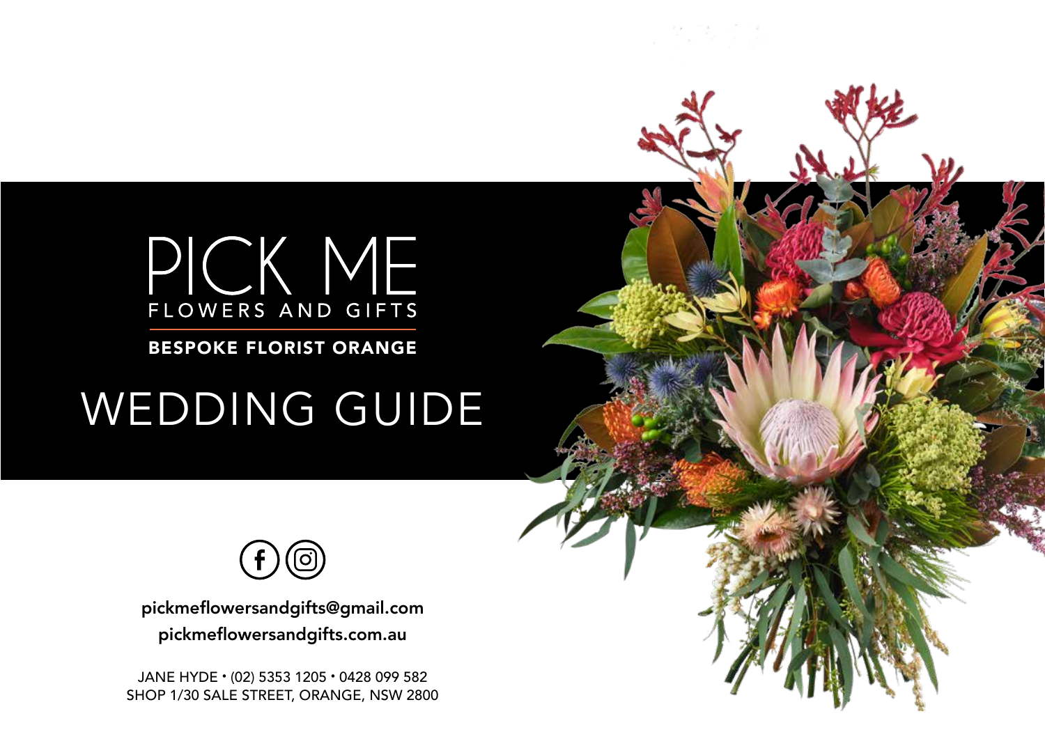# PICK ME

FLOWERS AND GIFTS

**BESPOKE FLORIST ORANGE**

# WEDDING GUIDE

**pickmeflowersandgifts@gmail.com**
**pickmeflowersandgifts.com.au**

JANE HYDE • (02) 5353 1205 • 0428 099 582
SHOP 1/30 SALE STREET, ORANGE, NSW 2800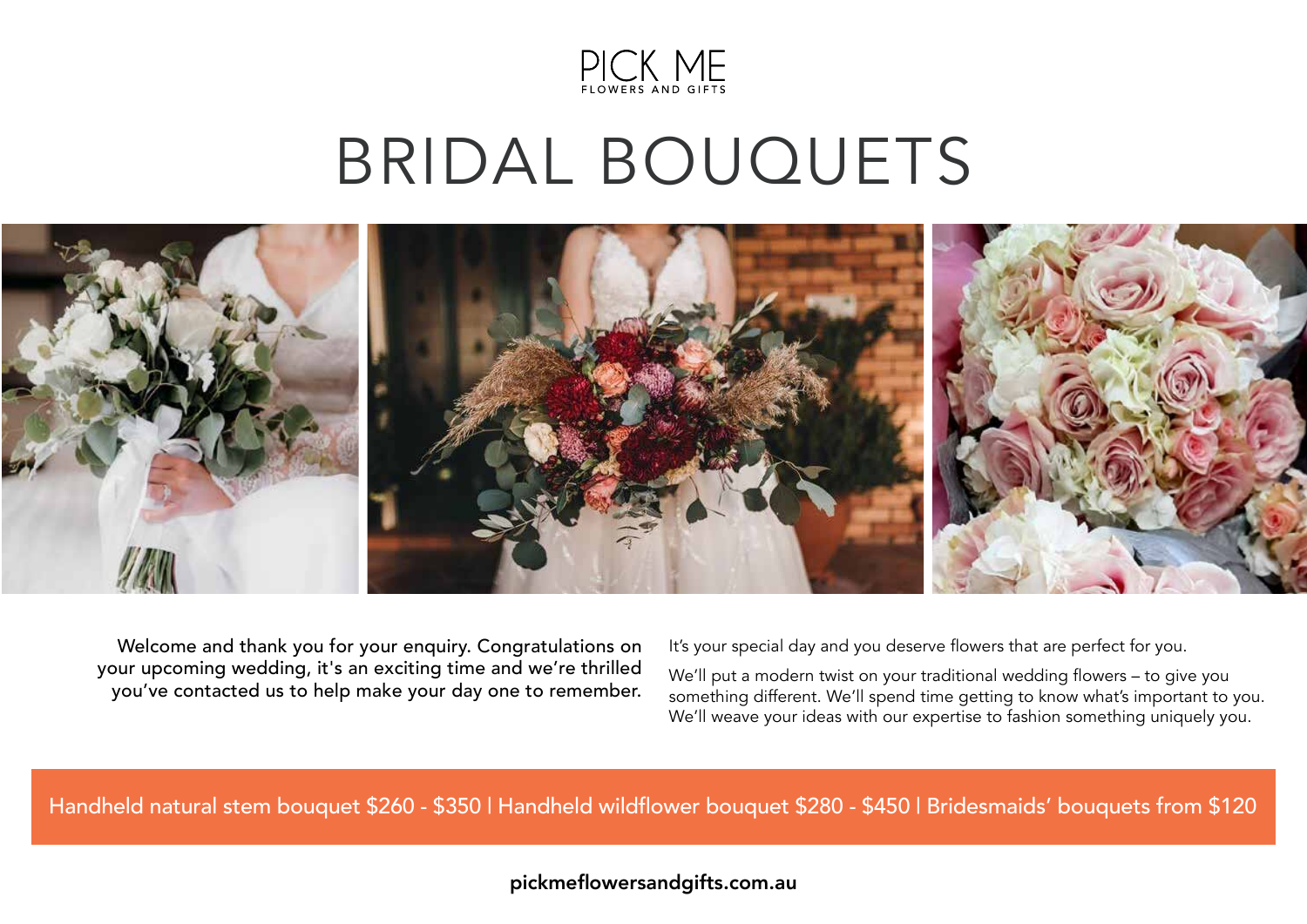PICK ME
FLOWERS AND GIFTS

# BRIDAL BOUQUETS

Welcome and thank you for your enquiry. Congratulations on your upcoming wedding, it's an exciting time and we're thrilled you've contacted us to help make your day one to remember.

It's your special day and you deserve flowers that are perfect for you.

We'll put a modern twist on your traditional wedding flowers – to give you something different. We'll spend time getting to know what's important to you. We'll weave your ideas with our expertise to fashion something uniquely you.

Handheld natural stem bouquet $260 - $350 | Handheld wildflower bouquet $280 - $450 | Bridesmaids' bouquets from $120

**pickmeflowersandgifts.com.au**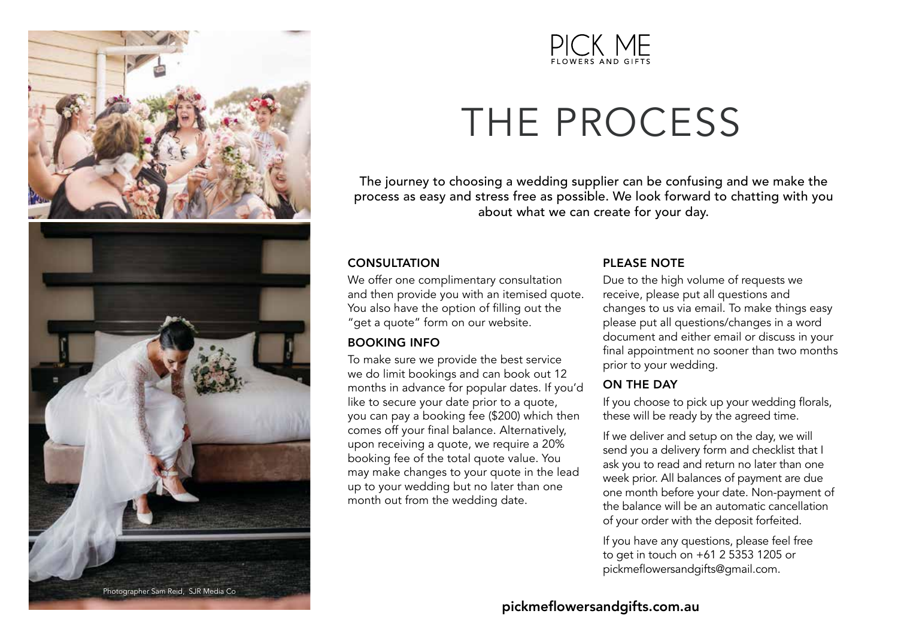PICK ME
FLOWERS AND GIFTS

# THE PROCESS

The journey to choosing a wedding supplier can be confusing and we make the process as easy and stress free as possible. We look forward to chatting with you about what we can create for your day.

### CONSULTATION

We offer one complimentary consultation and then provide you with an itemised quote. You also have the option of filling out the "get a quote" form on our website.

### BOOKING INFO

To make sure we provide the best service we do limit bookings and can book out 12 months in advance for popular dates. If you'd like to secure your date prior to a quote, you can pay a booking fee ($200) which then comes off your final balance. Alternatively, upon receiving a quote, we require a 20% booking fee of the total quote value. You may make changes to your quote in the lead up to your wedding but no later than one month out from the wedding date.

### PLEASE NOTE

Due to the high volume of requests we receive, please put all questions and changes to us via email. To make things easy please put all questions/changes in a word document and either email or discuss in your final appointment no sooner than two months prior to your wedding.

### ON THE DAY

If you choose to pick up your wedding florals, these will be ready by the agreed time.

If we deliver and setup on the day, we will send you a delivery form and checklist that I ask you to read and return no later than one week prior. All balances of payment are due one month before your date. Non-payment of the balance will be an automatic cancellation of your order with the deposit forfeited.

If you have any questions, please feel free to get in touch on +61 2 5353 1205 or pickmeflowersandgifts@gmail.com.

Photographer Sam Reid, SJR Media Co

**pickmeflowersandgifts.com.au**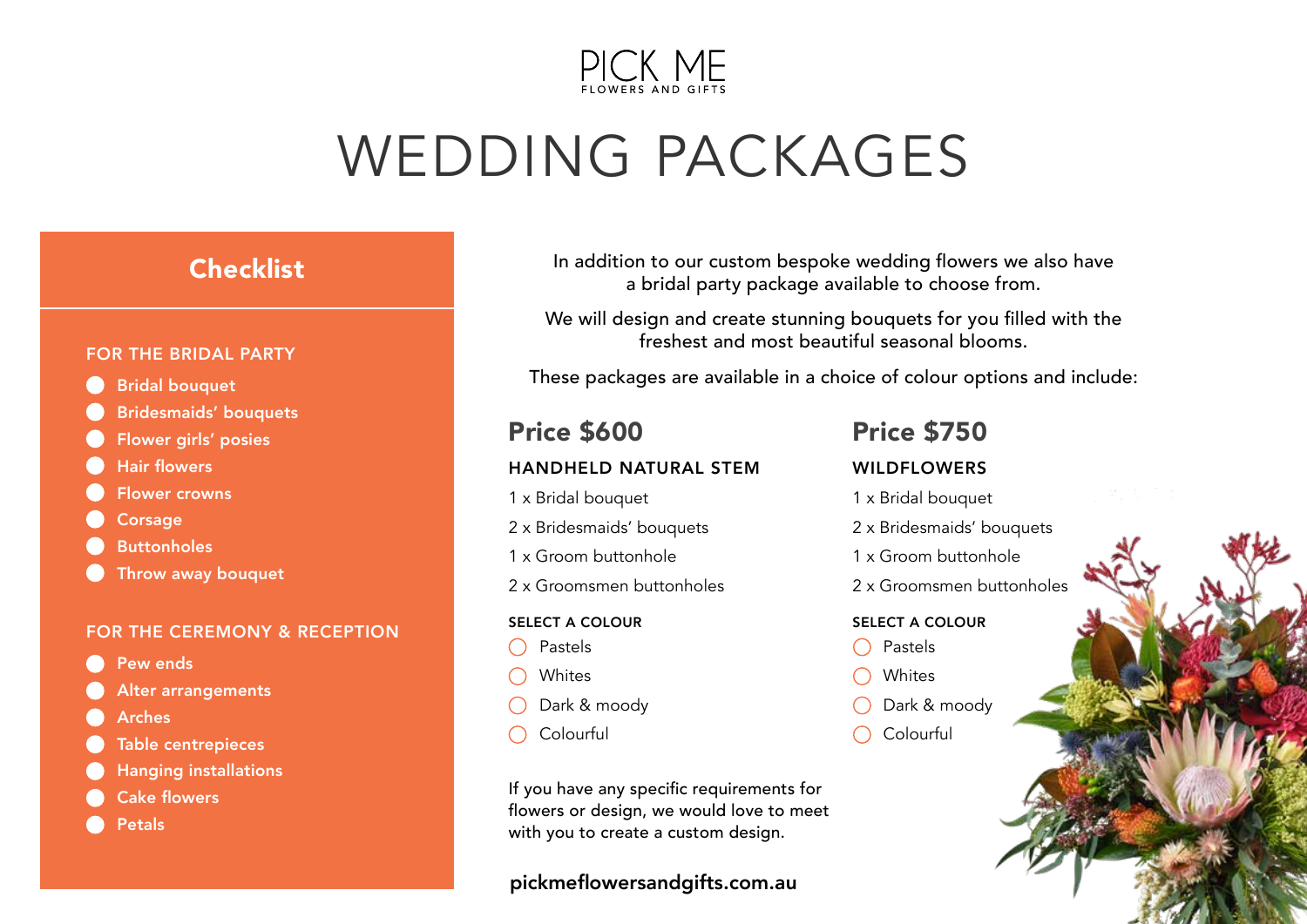PICK ME
FLOWERS AND GIFTS

# WEDDING PACKAGES

## Checklist

### FOR THE BRIDAL PARTY

- Bridal bouquet
- Bridesmaids' bouquets
- Flower girls' posies
- Hair flowers
- Flower crowns
- Corsage
- Buttonholes
- Throw away bouquet

### FOR THE CEREMONY & RECEPTION

- Pew ends
- Alter arrangements
- Arches
- Table centrepieces
- Hanging installations
- Cake flowers
- Petals

In addition to our custom bespoke wedding flowers we also have a bridal party package available to choose from.

We will design and create stunning bouquets for you filled with the freshest and most beautiful seasonal blooms.

These packages are available in a choice of colour options and include:

## Price $600

### HANDHELD NATURAL STEM

1 x Bridal bouquet

2 x Bridesmaids' bouquets

1 x Groom buttonhole

2 x Groomsmen buttonholes

SELECT A COLOUR

- Pastels
- Whites
- Dark & moody
- Colourful

## Price $750

### WILDFLOWERS

1 x Bridal bouquet

2 x Bridesmaids' bouquets

1 x Groom buttonhole

2 x Groomsmen buttonholes

SELECT A COLOUR

- Pastels
- Whites
- Dark & moody
- Colourful

If you have any specific requirements for flowers or design, we would love to meet with you to create a custom design.

**pickmeflowersandgifts.com.au**